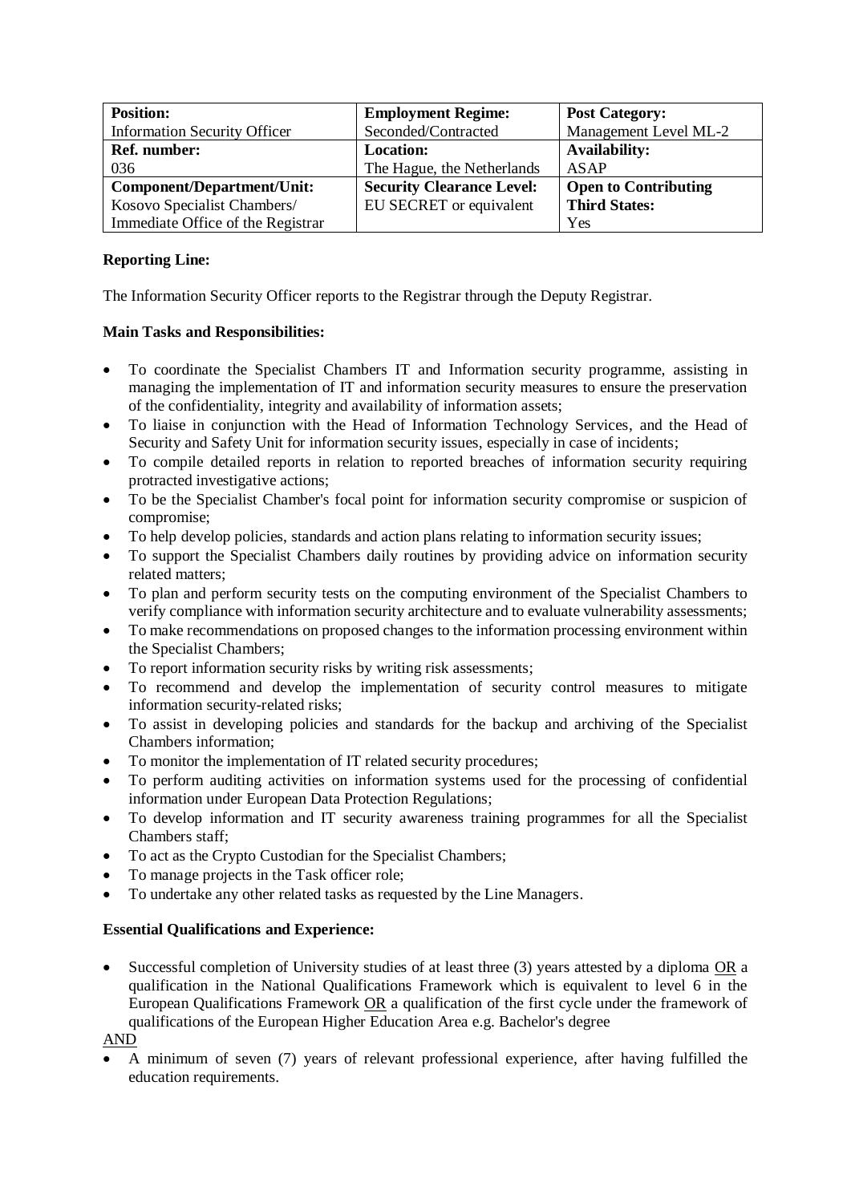| **Position:** | **Employment Regime:** | **Post Category:** |
|---|---|---|
| Information Security Officer | Seconded/Contracted | Management Level ML-2 |
| **Ref. number:** | **Location:** | **Availability:** |
| 036 | The Hague, the Netherlands | ASAP |
| **Component/Department/Unit:** | **Security Clearance Level:** | **Open to Contributing Third States:** |
| Kosovo Specialist Chambers/ Immediate Office of the Registrar | EU SECRET or equivalent | Yes |

**Reporting Line:**

The Information Security Officer reports to the Registrar through the Deputy Registrar.

**Main Tasks and Responsibilities:**

- To coordinate the Specialist Chambers IT and Information security programme, assisting in managing the implementation of IT and information security measures to ensure the preservation of the confidentiality, integrity and availability of information assets;
- To liaise in conjunction with the Head of Information Technology Services, and the Head of Security and Safety Unit for information security issues, especially in case of incidents;
- To compile detailed reports in relation to reported breaches of information security requiring protracted investigative actions;
- To be the Specialist Chamber's focal point for information security compromise or suspicion of compromise;
- To help develop policies, standards and action plans relating to information security issues;
- To support the Specialist Chambers daily routines by providing advice on information security related matters;
- To plan and perform security tests on the computing environment of the Specialist Chambers to verify compliance with information security architecture and to evaluate vulnerability assessments;
- To make recommendations on proposed changes to the information processing environment within the Specialist Chambers;
- To report information security risks by writing risk assessments;
- To recommend and develop the implementation of security control measures to mitigate information security-related risks;
- To assist in developing policies and standards for the backup and archiving of the Specialist Chambers information;
- To monitor the implementation of IT related security procedures;
- To perform auditing activities on information systems used for the processing of confidential information under European Data Protection Regulations;
- To develop information and IT security awareness training programmes for all the Specialist Chambers staff;
- To act as the Crypto Custodian for the Specialist Chambers;
- To manage projects in the Task officer role;
- To undertake any other related tasks as requested by the Line Managers.

**Essential Qualifications and Experience:**

- Successful completion of University studies of at least three (3) years attested by a diploma OR a qualification in the National Qualifications Framework which is equivalent to level 6 in the European Qualifications Framework OR a qualification of the first cycle under the framework of qualifications of the European Higher Education Area e.g. Bachelor's degree

AND

- A minimum of seven (7) years of relevant professional experience, after having fulfilled the education requirements.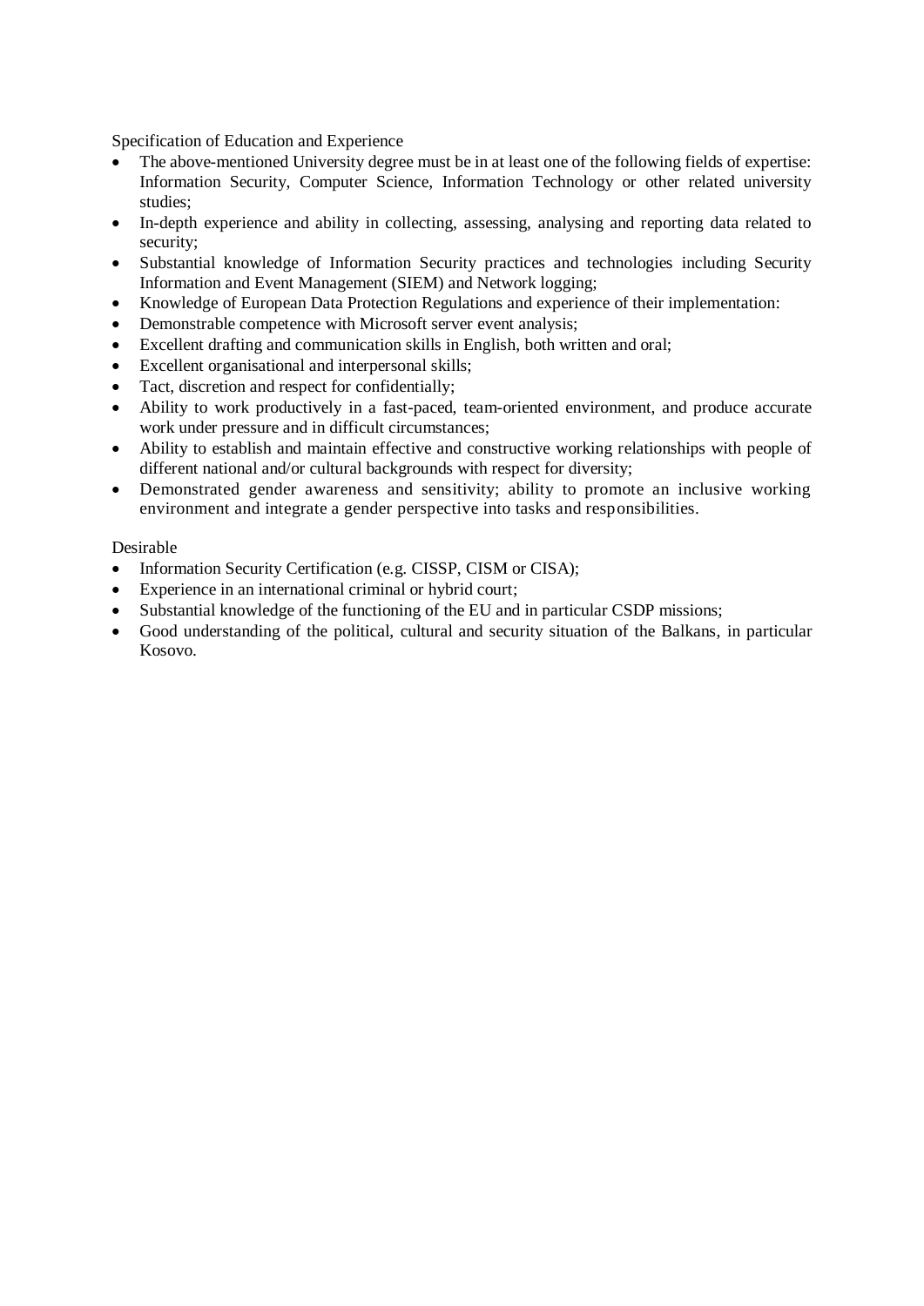Specification of Education and Experience

- The above-mentioned University degree must be in at least one of the following fields of expertise: Information Security, Computer Science, Information Technology or other related university studies;
- In-depth experience and ability in collecting, assessing, analysing and reporting data related to security;
- Substantial knowledge of Information Security practices and technologies including Security Information and Event Management (SIEM) and Network logging;
- Knowledge of European Data Protection Regulations and experience of their implementation:
- Demonstrable competence with Microsoft server event analysis;
- Excellent drafting and communication skills in English, both written and oral;
- Excellent organisational and interpersonal skills;
- Tact, discretion and respect for confidentially;
- Ability to work productively in a fast-paced, team-oriented environment, and produce accurate work under pressure and in difficult circumstances;
- Ability to establish and maintain effective and constructive working relationships with people of different national and/or cultural backgrounds with respect for diversity;
- Demonstrated gender awareness and sensitivity; ability to promote an inclusive working environment and integrate a gender perspective into tasks and responsibilities.

Desirable

- Information Security Certification (e.g. CISSP, CISM or CISA);
- Experience in an international criminal or hybrid court;
- Substantial knowledge of the functioning of the EU and in particular CSDP missions;
- Good understanding of the political, cultural and security situation of the Balkans, in particular Kosovo.